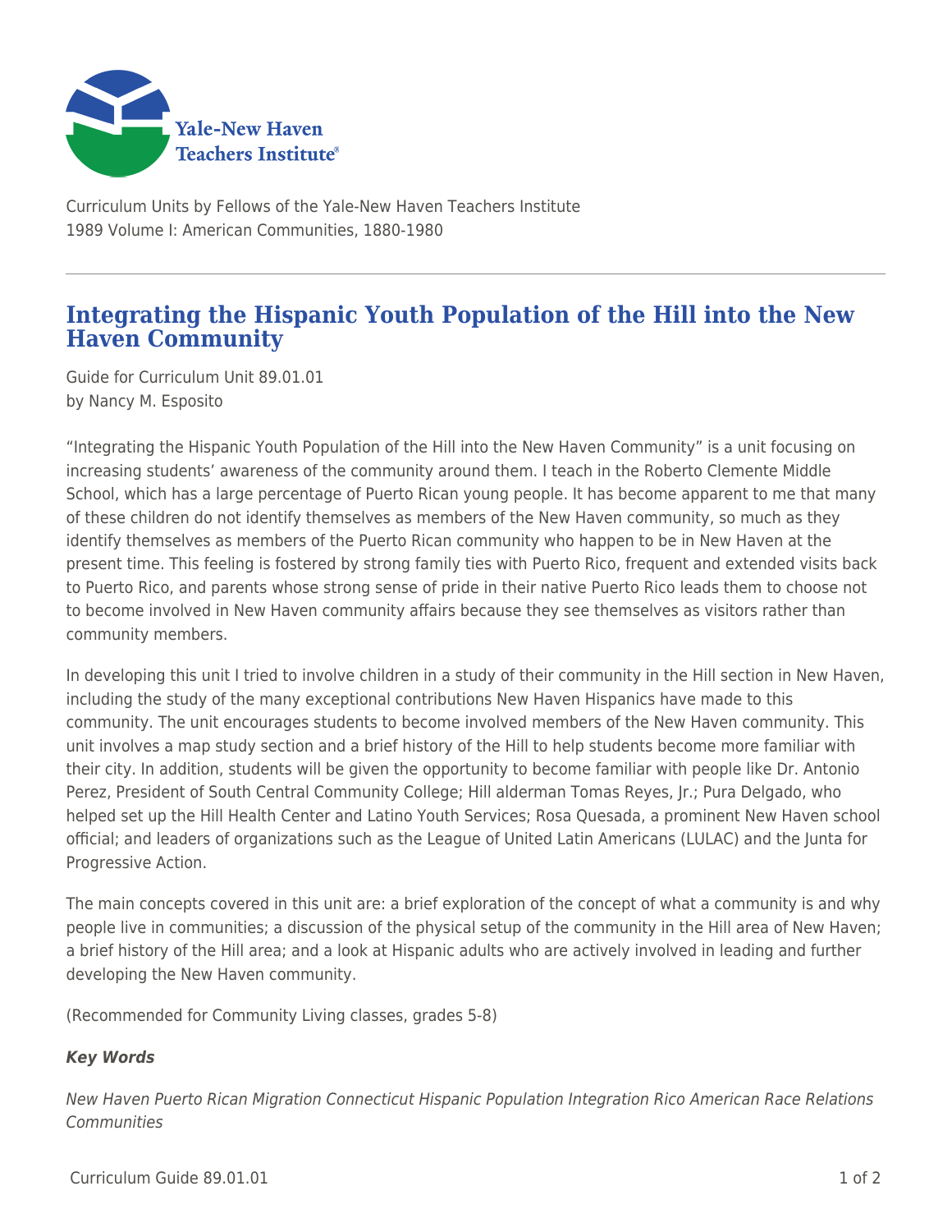Curriculum Units by Fellows of the Yale-New Haven Teachers Institute
1989 Volume I: American Communities, 1880-1980

# Integrating the Hispanic Youth Population of the Hill into the New Haven Community

Guide for Curriculum Unit 89.01.01
by Nancy M. Esposito

"Integrating the Hispanic Youth Population of the Hill into the New Haven Community" is a unit focusing on increasing students' awareness of the community around them. I teach in the Roberto Clemente Middle School, which has a large percentage of Puerto Rican young people. It has become apparent to me that many of these children do not identify themselves as members of the New Haven community, so much as they identify themselves as members of the Puerto Rican community who happen to be in New Haven at the present time. This feeling is fostered by strong family ties with Puerto Rico, frequent and extended visits back to Puerto Rico, and parents whose strong sense of pride in their native Puerto Rico leads them to choose not to become involved in New Haven community affairs because they see themselves as visitors rather than community members.

In developing this unit I tried to involve children in a study of their community in the Hill section in New Haven, including the study of the many exceptional contributions New Haven Hispanics have made to this community. The unit encourages students to become involved members of the New Haven community. This unit involves a map study section and a brief history of the Hill to help students become more familiar with their city. In addition, students will be given the opportunity to become familiar with people like Dr. Antonio Perez, President of South Central Community College; Hill alderman Tomas Reyes, Jr.; Pura Delgado, who helped set up the Hill Health Center and Latino Youth Services; Rosa Quesada, a prominent New Haven school official; and leaders of organizations such as the League of United Latin Americans (LULAC) and the Junta for Progressive Action.

The main concepts covered in this unit are: a brief exploration of the concept of what a community is and why people live in communities; a discussion of the physical setup of the community in the Hill area of New Haven; a brief history of the Hill area; and a look at Hispanic adults who are actively involved in leading and further developing the New Haven community.

(Recommended for Community Living classes, grades 5-8)

***Key Words***

*New Haven Puerto Rican Migration Connecticut Hispanic Population Integration Rico American Race Relations Communities*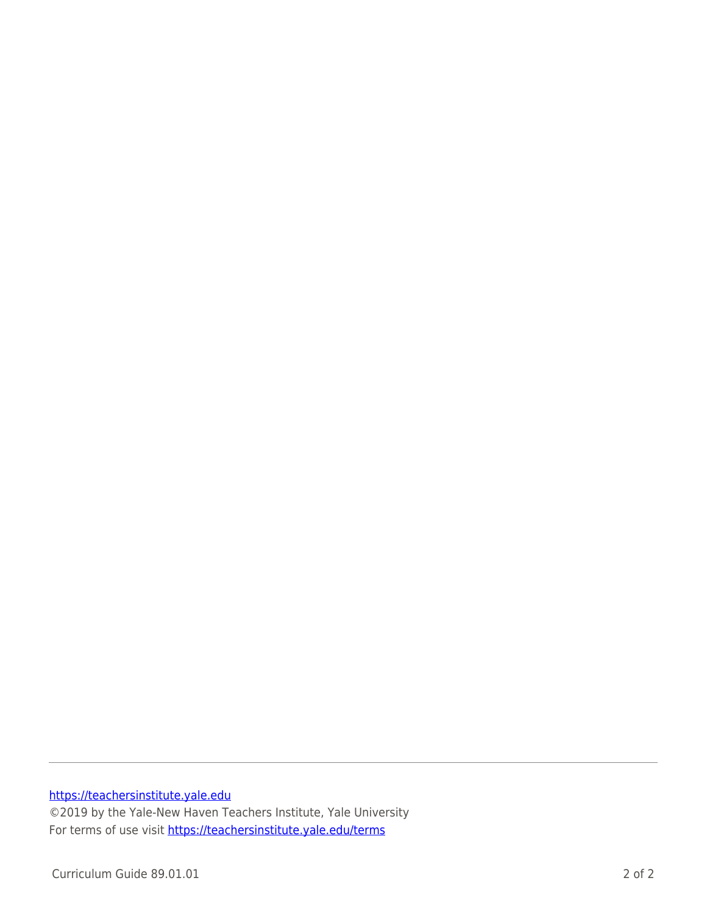https://teachersinstitute.yale.edu
©2019 by the Yale-New Haven Teachers Institute, Yale University
For terms of use visit https://teachersinstitute.yale.edu/terms